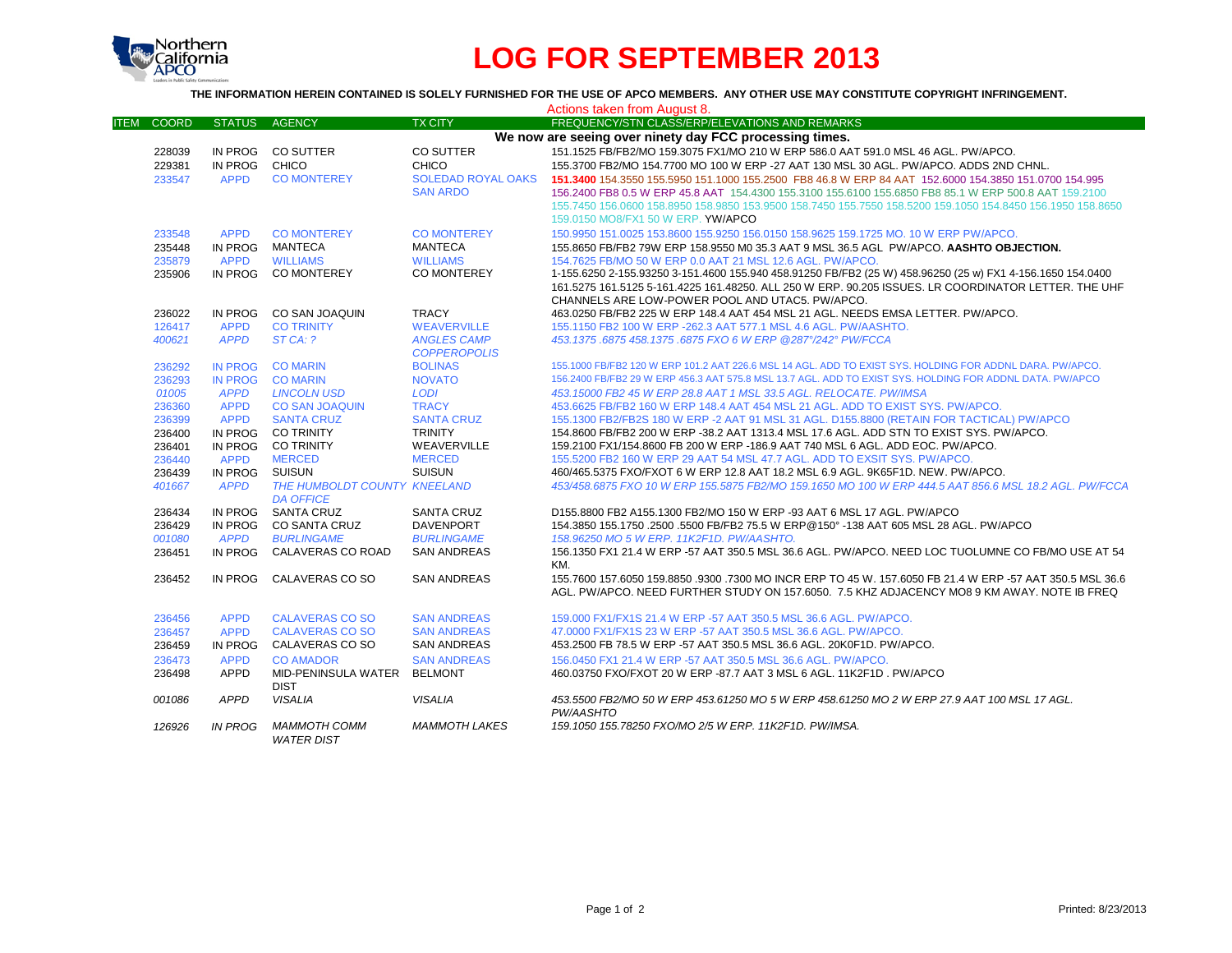# LOG FOR SEPTEMBER 2013

**THE INFORMATION HEREIN CONTAINED IS SOLELY FURNISHED FOR THE USE OF APCO MEMBERS. ANY OTHER USE MAY CONSTITUTE COPYRIGHT INFRINGEMENT.**

Actions taken from August 8.

| ITEM | COORD | STATUS | AGENCY | TX CITY | FREQUENCY/STN CLASS/ERP/ELEVATIONS AND REMARKS |
|---|---|---|---|---|---|
| | | | | | **We now are seeing over ninety day FCC processing times.** |
| | 228039 | IN PROG | CO SUTTER | CO SUTTER | 151.1525 FB/FB2/MO 159.3075 FX1/MO 210 W ERP 586.0 AAT 591.0 MSL 46 AGL. PW/APCO. |
| | 229381 | IN PROG | CHICO | CHICO | 155.3700 FB2/MO 154.7700 MO 100 W ERP -27 AAT 130 MSL 30 AGL. PW/APCO. ADDS 2ND CHNL. |
| | 233547 | APPD | CO MONTEREY | SOLEDAD ROYAL OAKS SAN ARDO | **151.3400** 154.3550 155.5950 151.1000 155.2500 FB8 46.8 W ERP 84 AAT 152.6000 154.3850 151.0700 154.995 156.2400 FB8 0.5 W ERP 45.8 AAT 154.4300 155.3100 155.6100 155.6850 FB8 85.1 W ERP 500.8 AAT 159.2100 155.7450 156.0600 158.8950 159.9850 153.9500 158.7450 155.7550 158.5200 159.1050 154.8450 156.1950 158.8650 159.0150 MO8/FX1 50 W ERP. YW/APCO |
| | 233548 | APPD | CO MONTEREY | CO MONTEREY | 150.9950 151.0025 153.8600 155.9250 156.0150 158.9625 159.1725 MO. 10 W ERP PW/APCO. |
| | 235448 | IN PROG | MANTECA | MANTECA | 155.8650 FB/FB2 79W ERP 158.9550 M0 35.3 AAT 9 MSL 36.5 AGL PW/APCO. **AASHTO OBJECTION.** |
| | 235879 | APPD | WILLIAMS | WILLIAMS | 154.7625 FB/MO 50 W ERP 0.0 AAT 21 MSL 12.6 AGL. PW/APCO. |
| | 235906 | IN PROG | CO MONTEREY | CO MONTEREY | 1-155.6250 2-155.93250 3-151.4600 155.940 458.91250 FB/FB2 (25 W) 458.96250 (25 w) FX1 4-156.1650 154.0400 161.5275 161.5125 5-161.4225 161.48250. ALL 250 W ERP. 90.205 ISSUES. LR COORDINATOR LETTER. THE UHF CHANNELS ARE LOW-POWER POOL AND UTAC5. PW/APCO. |
| | 236022 | IN PROG | CO SAN JOAQUIN | TRACY | 463.0250 FB/FB2 225 W ERP 148.4 AAT 454 MSL 21 AGL. NEEDS EMSA LETTER. PW/APCO. |
| | 126417 | APPD | CO TRINITY | WEAVERVILLE | 155.1150 FB2 100 W ERP -262.3 AAT 577.1 MSL 4.6 AGL. PW/AASHTO. |
| | *400621* | *APPD* | *ST CA: ?* | *ANGLES CAMP COPPEROPOLIS* | *453.1375 .6875 458.1375 .6875 FXO 6 W ERP @287°/242° PW/FCCA* |
| | 236292 | IN PROG | CO MARIN | BOLINAS | 155.1000 FB/FB2 120 W ERP 101.2 AAT 226.6 MSL 14 AGL. ADD TO EXIST SYS. HOLDING FOR ADDNL DARA. PW/APCO. |
| | 236293 | IN PROG | CO MARIN | NOVATO | 156.2400 FB/FB2 29 W ERP 456.3 AAT 575.8 MSL 13.7 AGL. ADD TO EXIST SYS. HOLDING FOR ADDNL DATA. PW/APCO |
| | *01005* | *APPD* | *LINCOLN USD* | *LODI* | *453.15000 FB2 45 W ERP 28.8 AAT 1 MSL 33.5 AGL. RELOCATE. PW/IMSA* |
| | 236360 | APPD | CO SAN JOAQUIN | TRACY | 453.6625 FB/FB2 160 W ERP 148.4 AAT 454 MSL 21 AGL. ADD TO EXIST SYS. PW/APCO. |
| | 236399 | APPD | SANTA CRUZ | SANTA CRUZ | 155.1300 FB2/FB2S 180 W ERP -2 AAT 91 MSL 31 AGL. D155.8800 (RETAIN FOR TACTICAL) PW/APCO |
| | 236400 | IN PROG | CO TRINITY | TRINITY | 154.8600 FB/FB2 200 W ERP -38.2 AAT 1313.4 MSL 17.6 AGL. ADD STN TO EXIST SYS. PW/APCO. |
| | 236401 | IN PROG | CO TRINITY | WEAVERVILLE | 159.2100 FX1/154.8600 FB 200 W ERP -186.9 AAT 740 MSL 6 AGL. ADD EOC. PW/APCO. |
| | 236440 | APPD | MERCED | MERCED | 155.5200 FB2 160 W ERP 29 AAT 54 MSL 47.7 AGL. ADD TO EXSIT SYS. PW/APCO. |
| | 236439 | IN PROG | SUISUN | SUISUN | 460/465.5375 FXO/FXOT 6 W ERP 12.8 AAT 18.2 MSL 6.9 AGL. 9K65F1D. NEW. PW/APCO. |
| | *401667* | *APPD* | *THE HUMBOLDT COUNTY DA OFFICE* | *KNEELAND* | *453/458.6875 FXO 10 W ERP 155.5875 FB2/MO 159.1650 MO 100 W ERP 444.5 AAT 856.6 MSL 18.2 AGL. PW/FCCA* |
| | 236434 | IN PROG | SANTA CRUZ | SANTA CRUZ | D155.8800 FB2 A155.1300 FB2/MO 150 W ERP -93 AAT 6 MSL 17 AGL. PW/APCO |
| | 236429 | IN PROG | CO SANTA CRUZ | DAVENPORT | 154.3850 155.1750 .2500 .5500 FB/FB2 75.5 W ERP@150° -138 AAT 605 MSL 28 AGL. PW/APCO |
| | *001080* | *APPD* | *BURLINGAME* | *BURLINGAME* | *158.96250 MO 5 W ERP. 11K2F1D. PW/AASHTO.* |
| | 236451 | IN PROG | CALAVERAS CO ROAD | SAN ANDREAS | 156.1350 FX1 21.4 W ERP -57 AAT 350.5 MSL 36.6 AGL. PW/APCO. NEED LOC TUOLUMNE CO FB/MO USE AT 54 KM. |
| | 236452 | IN PROG | CALAVERAS CO SO | SAN ANDREAS | 155.7600 157.6050 159.8850 .9300 .7300 MO INCR ERP TO 45 W. 157.6050 FB 21.4 W ERP -57 AAT 350.5 MSL 36.6 AGL. PW/APCO. NEED FURTHER STUDY ON 157.6050. 7.5 KHZ ADJACENCY MO8 9 KM AWAY. NOTE IB FREQ |
| | 236456 | APPD | CALAVERAS CO SO | SAN ANDREAS | 159.000 FX1/FX1S 21.4 W ERP -57 AAT 350.5 MSL 36.6 AGL. PW/APCO. |
| | 236457 | APPD | CALAVERAS CO SO | SAN ANDREAS | 47.0000 FX1/FX1S 23 W ERP -57 AAT 350.5 MSL 36.6 AGL. PW/APCO. |
| | 236459 | IN PROG | CALAVERAS CO SO | SAN ANDREAS | 453.2500 FB 78.5 W ERP -57 AAT 350.5 MSL 36.6 AGL. 20K0F1D. PW/APCO. |
| | 236473 | APPD | CO AMADOR | SAN ANDREAS | 156.0450 FX1 21.4 W ERP -57 AAT 350.5 MSL 36.6 AGL. PW/APCO. |
| | 236498 | APPD | MID-PENINSULA WATER DIST | BELMONT | 460.03750 FXO/FXOT 20 W ERP -87.7 AAT 3 MSL 6 AGL. 11K2F1D . PW/APCO |
| | *001086* | *APPD* | *VISALIA* | *VISALIA* | *453.5500 FB2/MO 50 W ERP 453.61250 MO 5 W ERP 458.61250 MO 2 W ERP 27.9 AAT 100 MSL 17 AGL. PW/AASHTO* |
| | *126926* | *IN PROG* | *MAMMOTH COMM WATER DIST* | *MAMMOTH LAKES* | *159.1050 155.78250 FXO/MO 2/5 W ERP. 11K2F1D. PW/IMSA.* |

Printed: 8/23/2013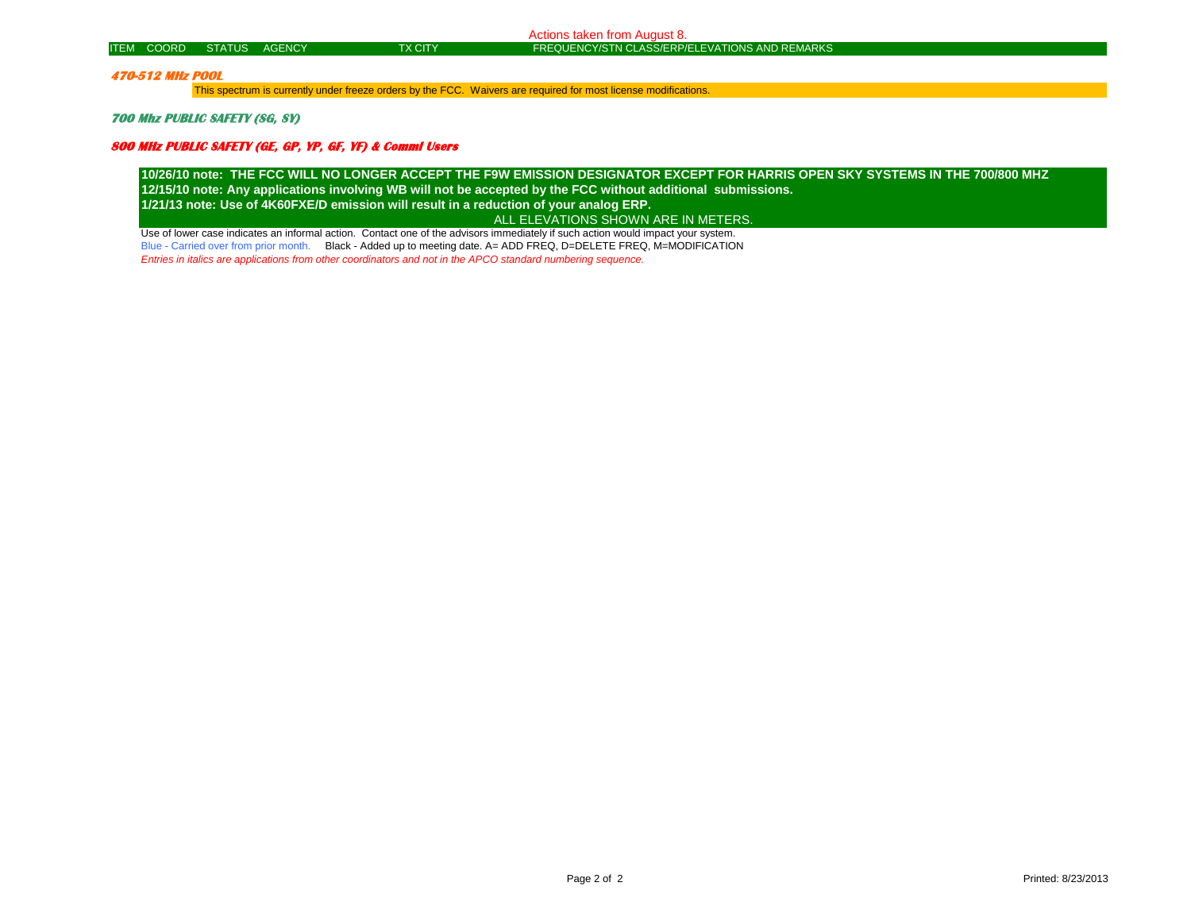Actions taken from August 8.

| ITEM | COORD | STATUS | AGENCY | TX CITY | FREQUENCY/STN CLASS/ERP/ELEVATIONS AND REMARKS |
|---|---|---|---|---|---|

***470-512 MHz POOL***

This spectrum is currently under freeze orders by the FCC. Waivers are required for most license modifications.

***700 Mhz PUBLIC SAFETY (SG, SY)***

***800 MHz PUBLIC SAFETY (GE, GP, YP, GF, YF) & Comml Users***

**10/26/10 note: THE FCC WILL NO LONGER ACCEPT THE F9W EMISSION DESIGNATOR EXCEPT FOR HARRIS OPEN SKY SYSTEMS IN THE 700/800 MHZ**
**12/15/10 note: Any applications involving WB will not be accepted by the FCC without additional submissions.**
**1/21/13 note: Use of 4K60FXE/D emission will result in a reduction of your analog ERP.**

ALL ELEVATIONS SHOWN ARE IN METERS.

Use of lower case indicates an informal action. Contact one of the advisors immediately if such action would impact your system.

Blue - Carried over from prior month. Black - Added up to meeting date. A= ADD FREQ, D=DELETE FREQ, M=MODIFICATION

*Entries in italics are applications from other coordinators and not in the APCO standard numbering sequence.*

Printed: 8/23/2013